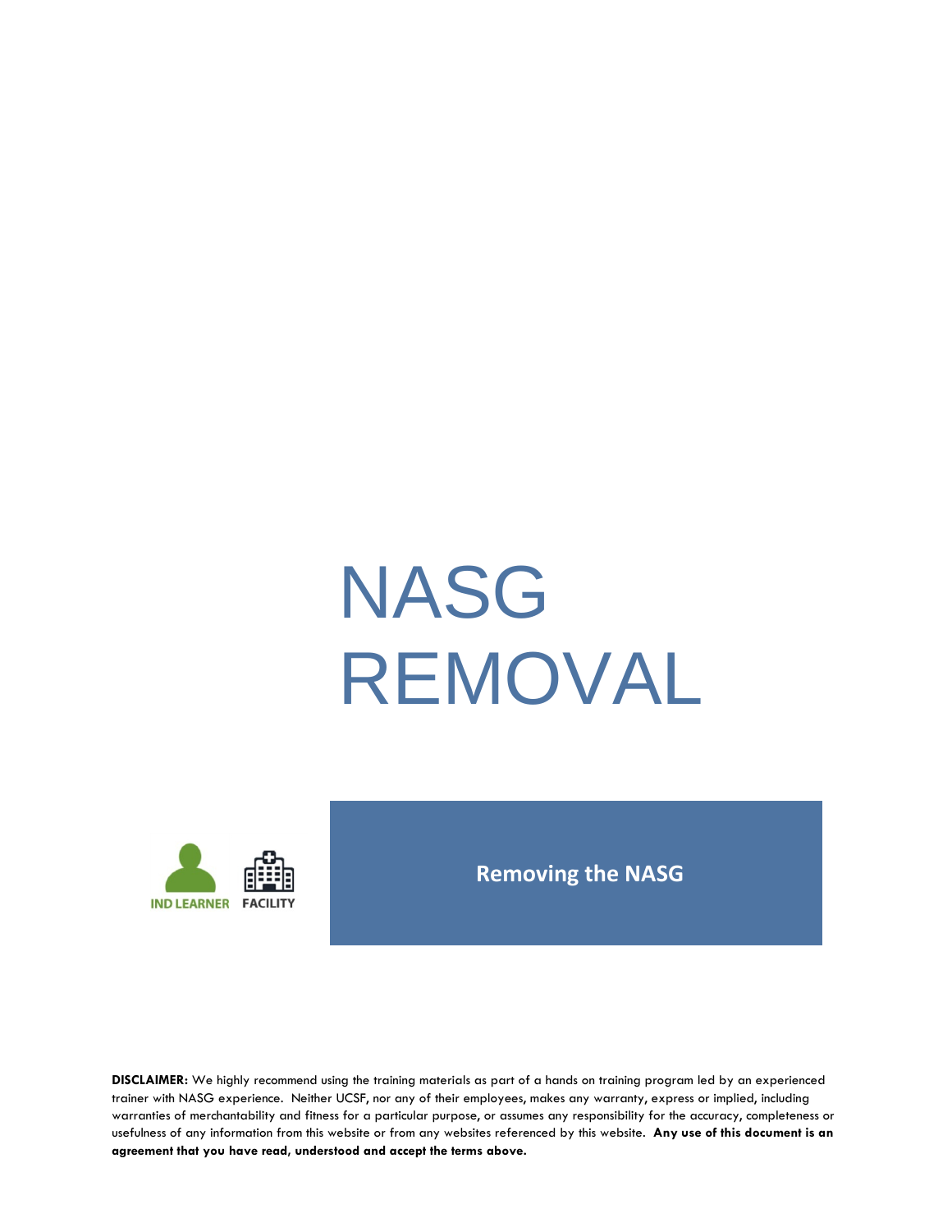# NASG REMOVAL

IND LEARNER FACILITY

**Removing the NASG**

**DISCLAIMER:** We highly recommend using the training materials as part of a hands on training program led by an experienced trainer with NASG experience. Neither UCSF, nor any of their employees, makes any warranty, express or implied, including warranties of merchantability and fitness for a particular purpose, or assumes any responsibility for the accuracy, completeness or usefulness of any information from this website or from any websites referenced by this website. **Any use of this document is an agreement that you have read, understood and accept the terms above.**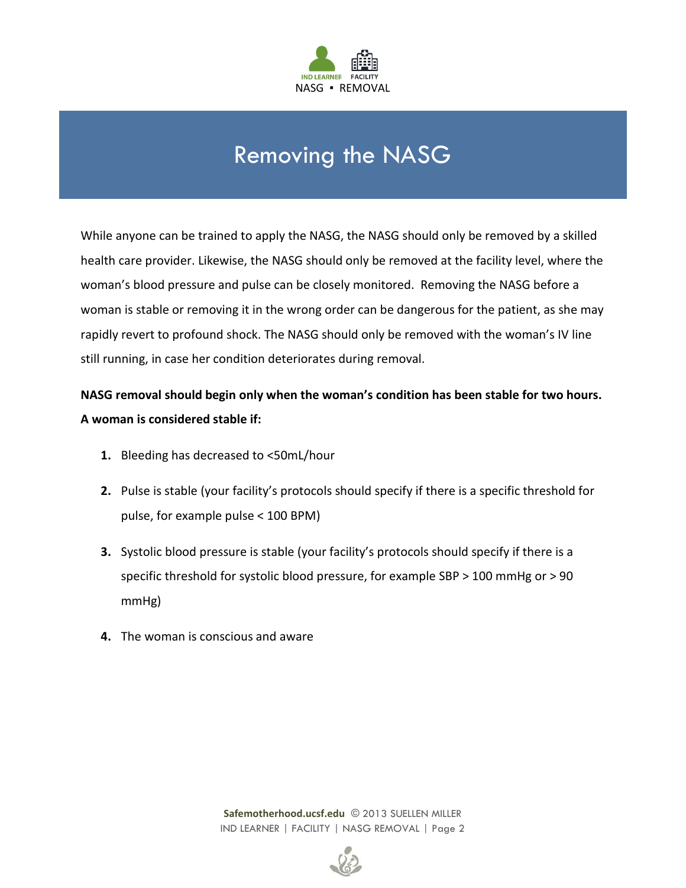# Removing the NASG

While anyone can be trained to apply the NASG, the NASG should only be removed by a skilled health care provider. Likewise, the NASG should only be removed at the facility level, where the woman's blood pressure and pulse can be closely monitored. Removing the NASG before a woman is stable or removing it in the wrong order can be dangerous for the patient, as she may rapidly revert to profound shock. The NASG should only be removed with the woman's IV line still running, in case her condition deteriorates during removal.

**NASG removal should begin only when the woman's condition has been stable for two hours. A woman is considered stable if:**

1. Bleeding has decreased to <50mL/hour
2. Pulse is stable (your facility's protocols should specify if there is a specific threshold for pulse, for example pulse < 100 BPM)
3. Systolic blood pressure is stable (your facility's protocols should specify if there is a specific threshold for systolic blood pressure, for example SBP > 100 mmHg or > 90 mmHg)
4. The woman is conscious and aware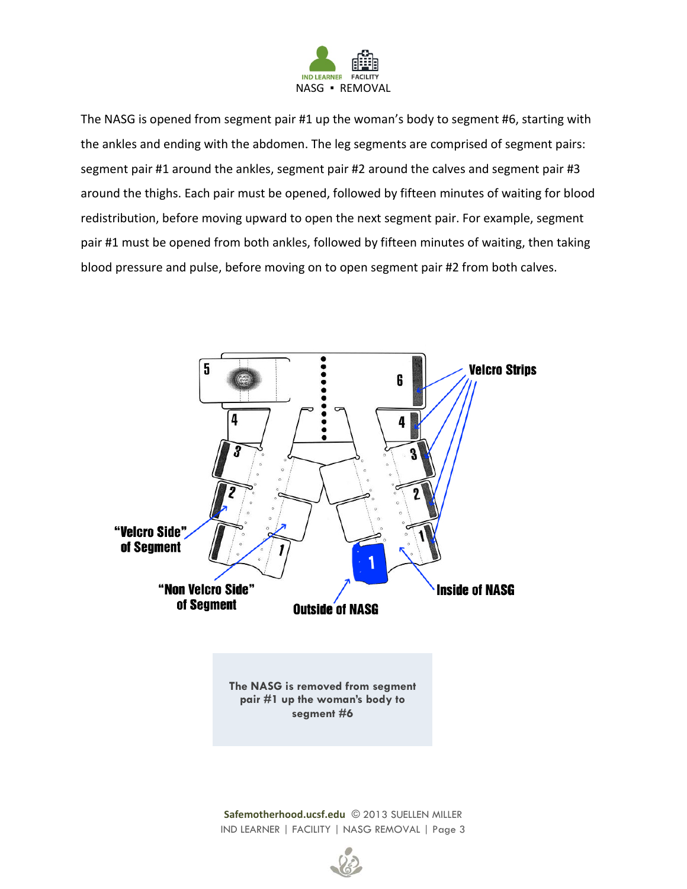IND LEARNER FACILITY

NASG ▪ REMOVAL

The NASG is opened from segment pair #1 up the woman's body to segment #6, starting with the ankles and ending with the abdomen. The leg segments are comprised of segment pairs: segment pair #1 around the ankles, segment pair #2 around the calves and segment pair #3 around the thighs. Each pair must be opened, followed by fifteen minutes of waiting for blood redistribution, before moving upward to open the next segment pair. For example, segment pair #1 must be opened from both ankles, followed by fifteen minutes of waiting, then taking blood pressure and pulse, before moving on to open segment pair #2 from both calves.

**The NASG is removed from segment pair #1 up the woman's body to segment #6**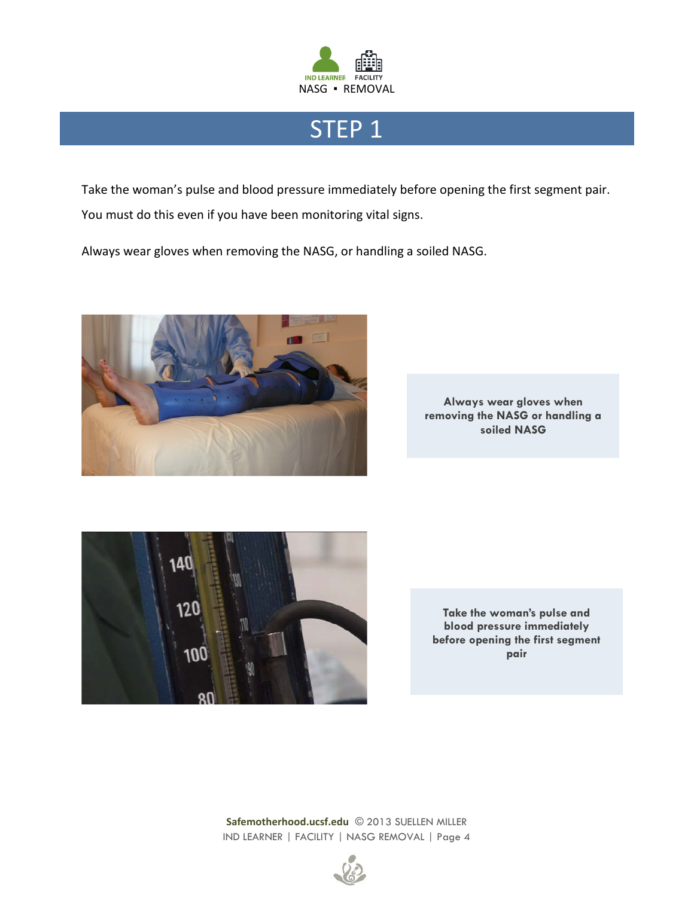# STEP 1

Take the woman's pulse and blood pressure immediately before opening the first segment pair. You must do this even if you have been monitoring vital signs.

Always wear gloves when removing the NASG, or handling a soiled NASG.

**Always wear gloves when removing the NASG or handling a soiled NASG**

**Take the woman's pulse and blood pressure immediately before opening the first segment pair**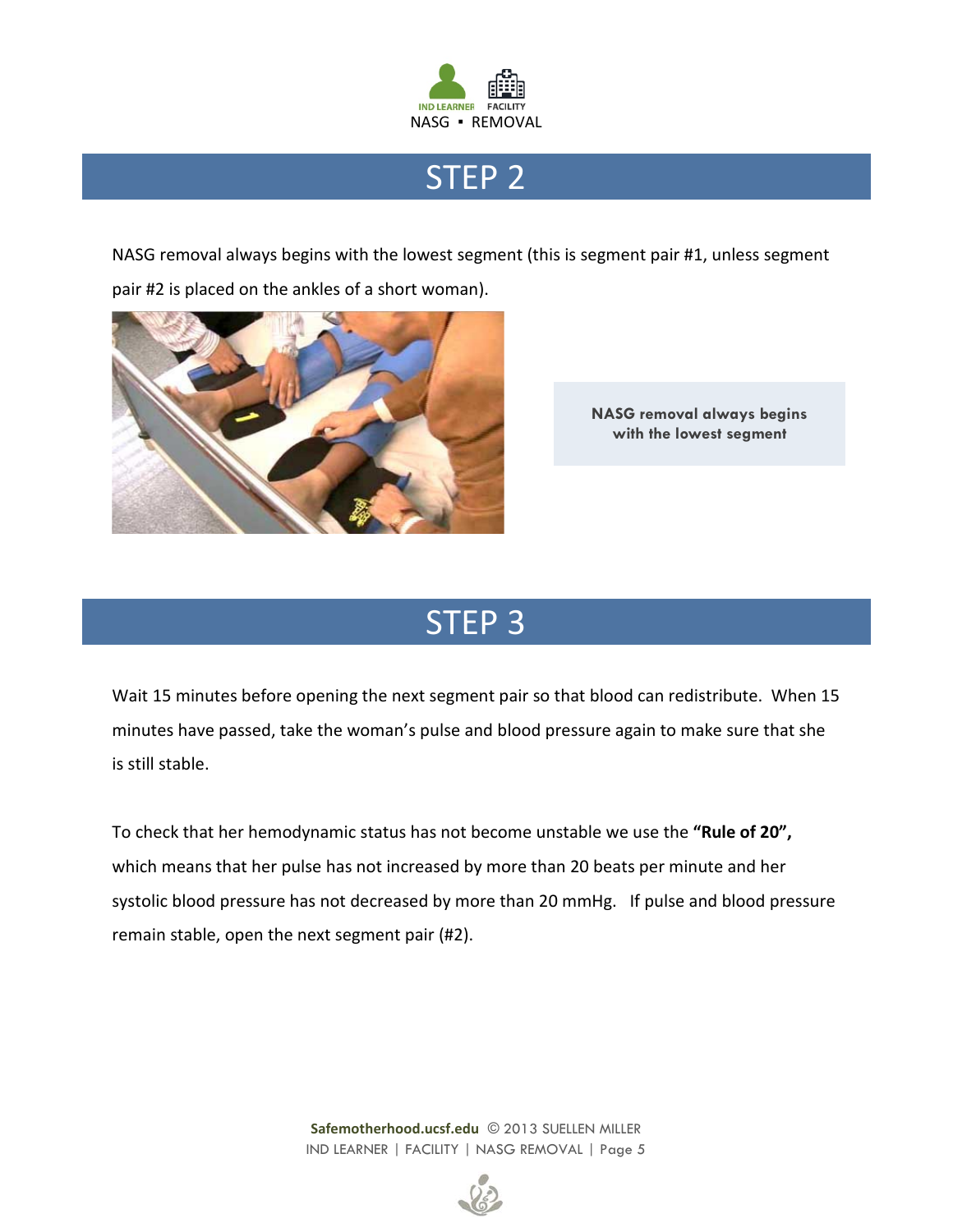## STEP 2

NASG removal always begins with the lowest segment (this is segment pair #1, unless segment pair #2 is placed on the ankles of a short woman).

**NASG removal always begins with the lowest segment**

## STEP 3

Wait 15 minutes before opening the next segment pair so that blood can redistribute. When 15 minutes have passed, take the woman's pulse and blood pressure again to make sure that she is still stable.

To check that her hemodynamic status has not become unstable we use the **"Rule of 20",** which means that her pulse has not increased by more than 20 beats per minute and her systolic blood pressure has not decreased by more than 20 mmHg. If pulse and blood pressure remain stable, open the next segment pair (#2).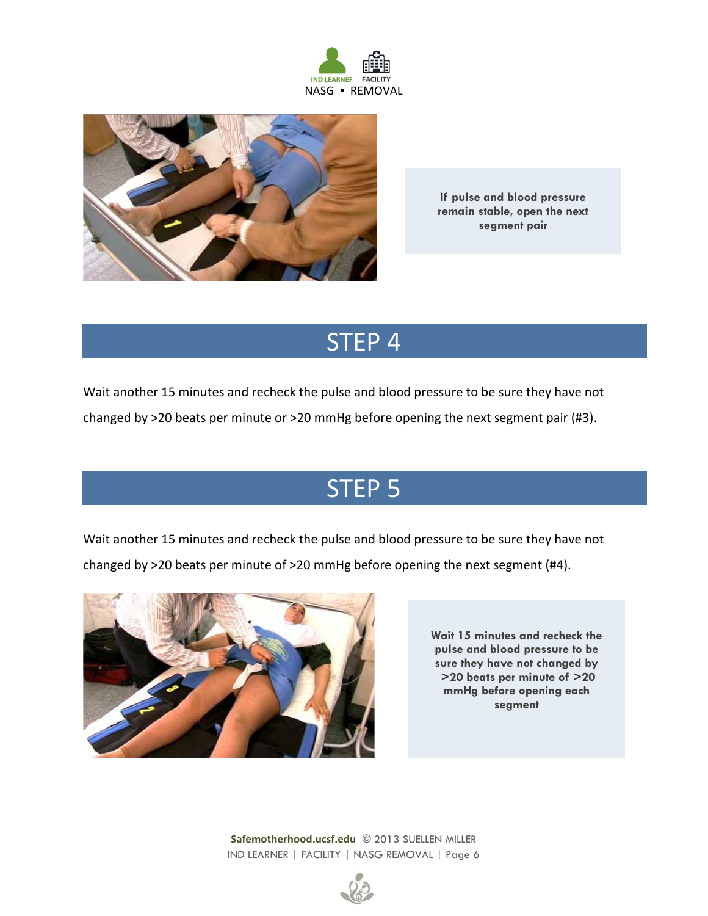If pulse and blood pressure remain stable, open the next segment pair

## STEP 4

Wait another 15 minutes and recheck the pulse and blood pressure to be sure they have not changed by >20 beats per minute or >20 mmHg before opening the next segment pair (#3).

## STEP 5

Wait another 15 minutes and recheck the pulse and blood pressure to be sure they have not changed by >20 beats per minute of >20 mmHg before opening the next segment (#4).

Wait 15 minutes and recheck the pulse and blood pressure to be sure they have not changed by >20 beats per minute of >20 mmHg before opening each segment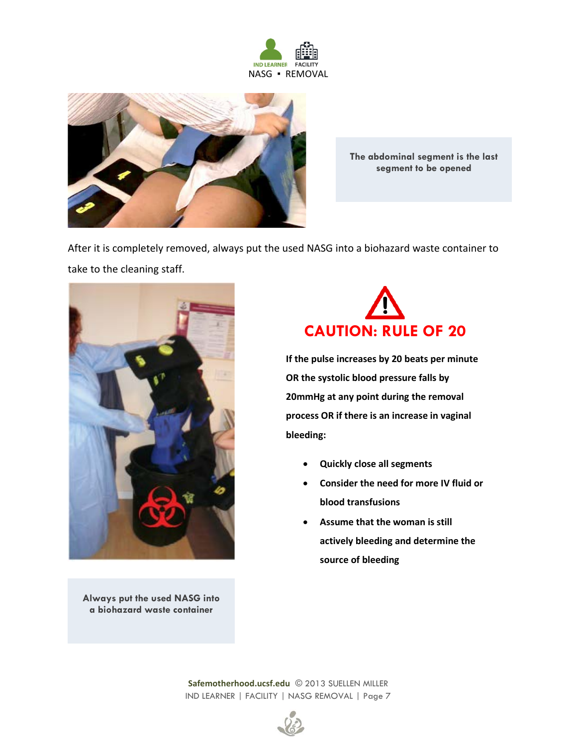The abdominal segment is the last segment to be opened

After it is completely removed, always put the used NASG into a biohazard waste container to take to the cleaning staff.

Always put the used NASG into a biohazard waste container

## CAUTION: RULE OF 20

**If the pulse increases by 20 beats per minute OR the systolic blood pressure falls by 20mmHg at any point during the removal process OR if there is an increase in vaginal bleeding:**

- **Quickly close all segments**
- **Consider the need for more IV fluid or blood transfusions**
- **Assume that the woman is still actively bleeding and determine the source of bleeding**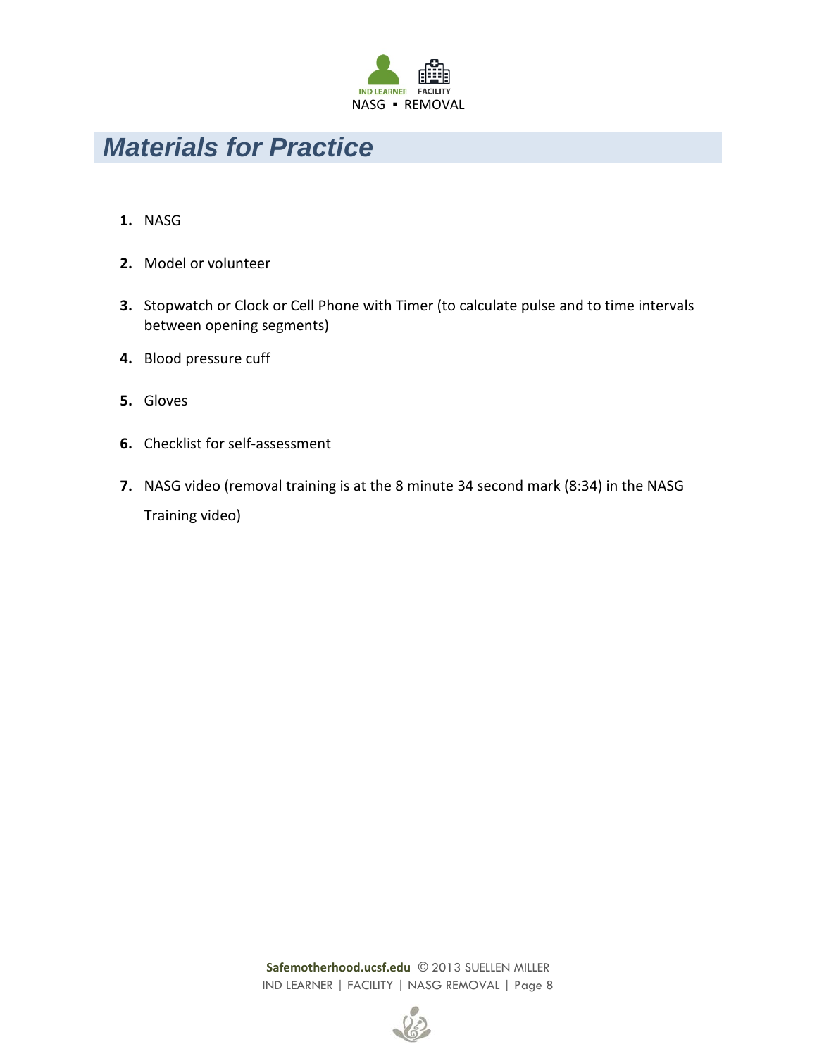## Materials for Practice

1. NASG
2. Model or volunteer
3. Stopwatch or Clock or Cell Phone with Timer (to calculate pulse and to time intervals between opening segments)
4. Blood pressure cuff
5. Gloves
6. Checklist for self-assessment
7. NASG video (removal training is at the 8 minute 34 second mark (8:34) in the NASG Training video)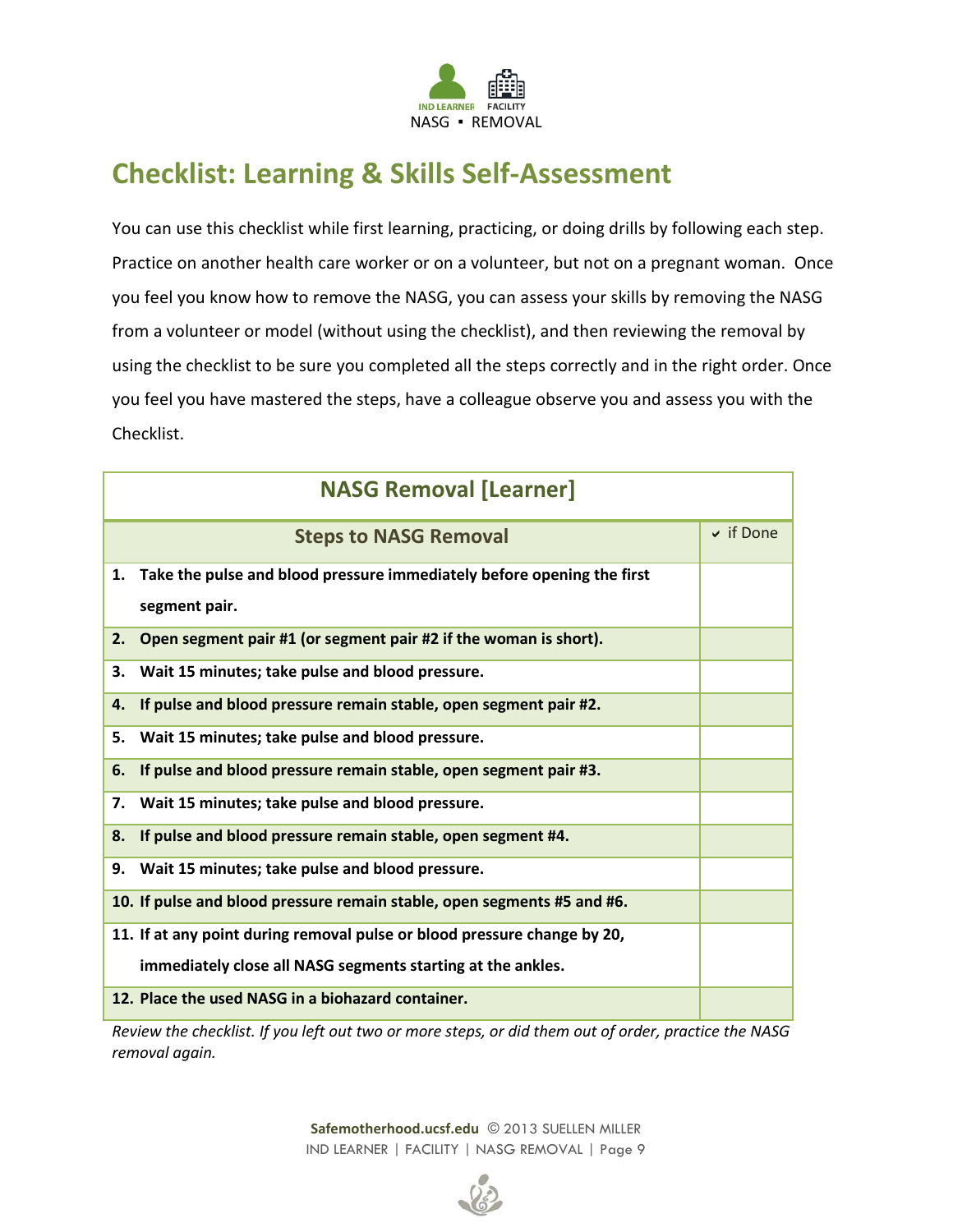NASG ▪ REMOVAL

# Checklist: Learning & Skills Self-Assessment

You can use this checklist while first learning, practicing, or doing drills by following each step. Practice on another health care worker or on a volunteer, but not on a pregnant woman. Once you feel you know how to remove the NASG, you can assess your skills by removing the NASG from a volunteer or model (without using the checklist), and then reviewing the removal by using the checklist to be sure you completed all the steps correctly and in the right order. Once you feel you have mastered the steps, have a colleague observe you and assess you with the Checklist.

| NASG Removal [Learner] | |
|---|---|
| **Steps to NASG Removal** | ✔ if Done |
| **1. Take the pulse and blood pressure immediately before opening the first segment pair.** | |
| **2. Open segment pair #1 (or segment pair #2 if the woman is short).** | |
| **3. Wait 15 minutes; take pulse and blood pressure.** | |
| **4. If pulse and blood pressure remain stable, open segment pair #2.** | |
| **5. Wait 15 minutes; take pulse and blood pressure.** | |
| **6. If pulse and blood pressure remain stable, open segment pair #3.** | |
| **7. Wait 15 minutes; take pulse and blood pressure.** | |
| **8. If pulse and blood pressure remain stable, open segment #4.** | |
| **9. Wait 15 minutes; take pulse and blood pressure.** | |
| **10. If pulse and blood pressure remain stable, open segments #5 and #6.** | |
| **11. If at any point during removal pulse or blood pressure change by 20, immediately close all NASG segments starting at the ankles.** | |
| **12. Place the used NASG in a biohazard container.** | |

*Review the checklist. If you left out two or more steps, or did them out of order, practice the NASG removal again.*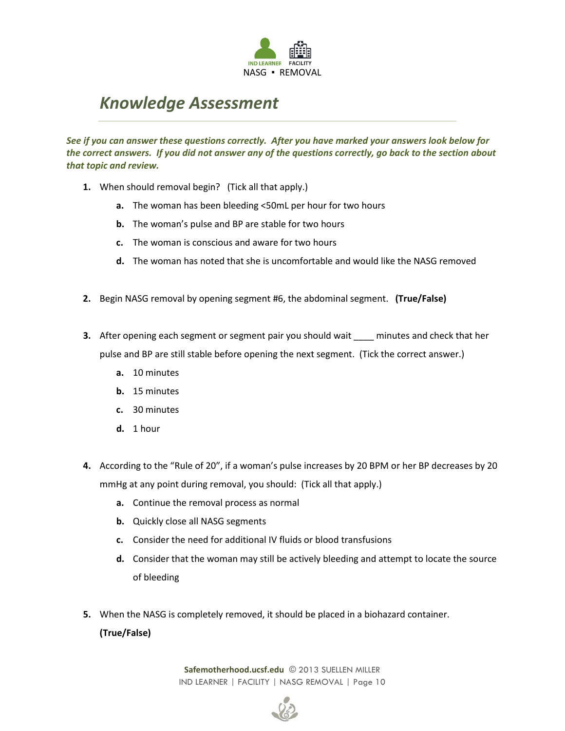# *Knowledge Assessment*

***See if you can answer these questions correctly. After you have marked your answers look below for the correct answers. If you did not answer any of the questions correctly, go back to the section about that topic and review.***

1. When should removal begin? (Tick all that apply.)
   - **a.** The woman has been bleeding <50mL per hour for two hours
   - **b.** The woman's pulse and BP are stable for two hours
   - **c.** The woman is conscious and aware for two hours
   - **d.** The woman has noted that she is uncomfortable and would like the NASG removed

2. Begin NASG removal by opening segment #6, the abdominal segment. **(True/False)**

3. After opening each segment or segment pair you should wait ____ minutes and check that her pulse and BP are still stable before opening the next segment. (Tick the correct answer.)
   - **a.** 10 minutes
   - **b.** 15 minutes
   - **c.** 30 minutes
   - **d.** 1 hour

4. According to the "Rule of 20", if a woman's pulse increases by 20 BPM or her BP decreases by 20 mmHg at any point during removal, you should: (Tick all that apply.)
   - **a.** Continue the removal process as normal
   - **b.** Quickly close all NASG segments
   - **c.** Consider the need for additional IV fluids or blood transfusions
   - **d.** Consider that the woman may still be actively bleeding and attempt to locate the source of bleeding

5. When the NASG is completely removed, it should be placed in a biohazard container. **(True/False)**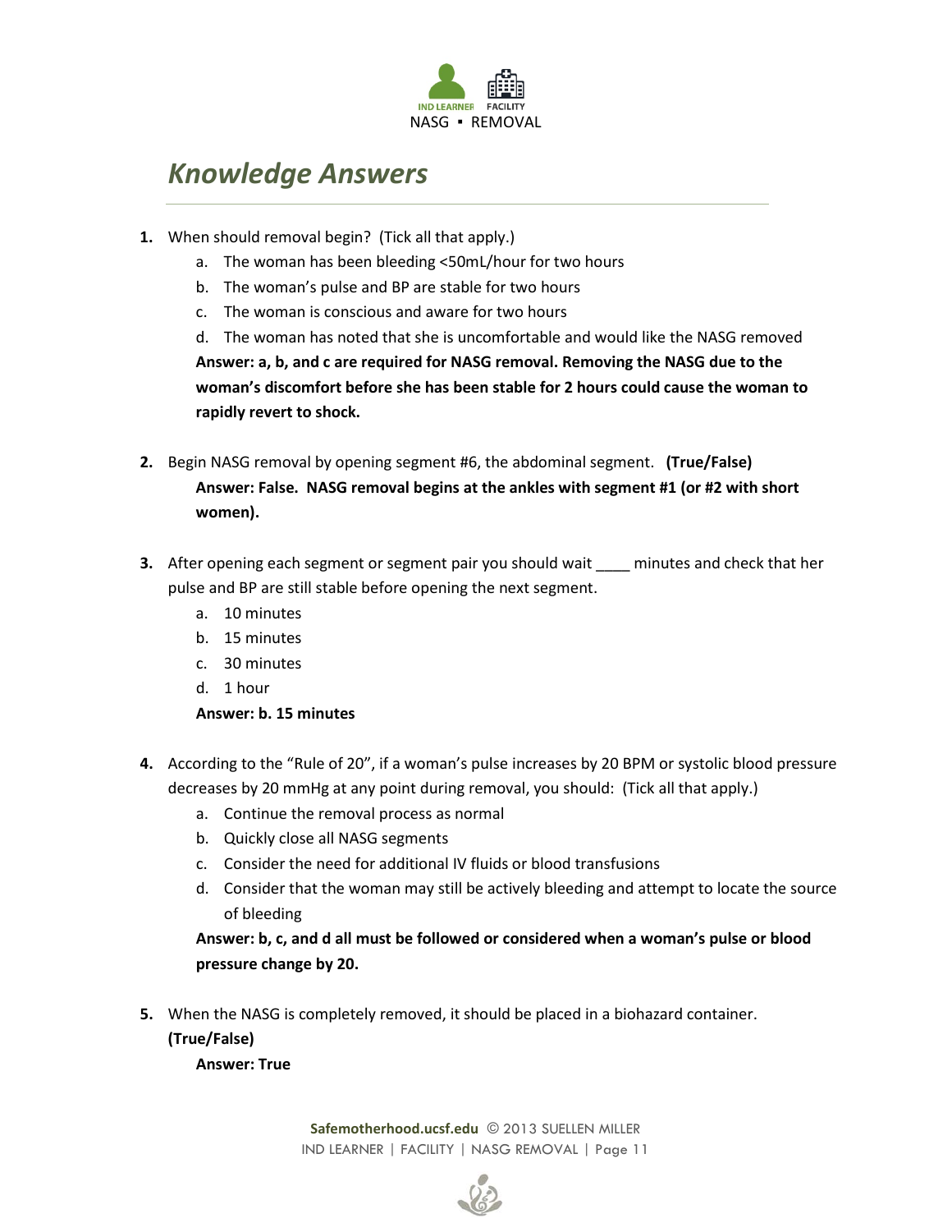# Knowledge Answers

1. When should removal begin? (Tick all that apply.)
   a. The woman has been bleeding <50mL/hour for two hours
   b. The woman's pulse and BP are stable for two hours
   c. The woman is conscious and aware for two hours
   d. The woman has noted that she is uncomfortable and would like the NASG removed

   **Answer: a, b, and c are required for NASG removal. Removing the NASG due to the woman's discomfort before she has been stable for 2 hours could cause the woman to rapidly revert to shock.**

2. Begin NASG removal by opening segment #6, the abdominal segment. **(True/False)**

   **Answer: False. NASG removal begins at the ankles with segment #1 (or #2 with short women).**

3. After opening each segment or segment pair you should wait ____ minutes and check that her pulse and BP are still stable before opening the next segment.
   a. 10 minutes
   b. 15 minutes
   c. 30 minutes
   d. 1 hour

   **Answer: b. 15 minutes**

4. According to the "Rule of 20", if a woman's pulse increases by 20 BPM or systolic blood pressure decreases by 20 mmHg at any point during removal, you should: (Tick all that apply.)
   a. Continue the removal process as normal
   b. Quickly close all NASG segments
   c. Consider the need for additional IV fluids or blood transfusions
   d. Consider that the woman may still be actively bleeding and attempt to locate the source of bleeding

   **Answer: b, c, and d all must be followed or considered when a woman's pulse or blood pressure change by 20.**

5. When the NASG is completely removed, it should be placed in a biohazard container. **(True/False)**

   **Answer: True**